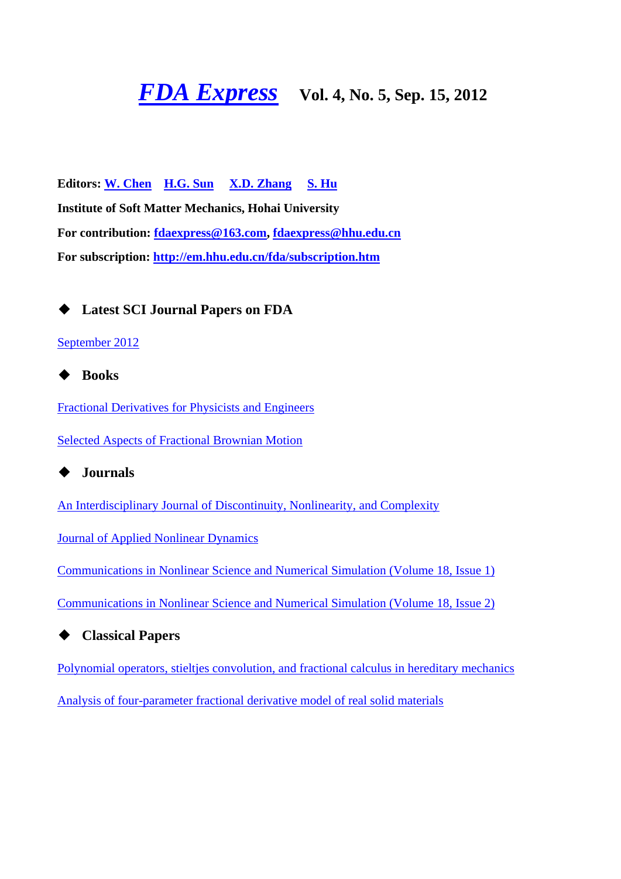# FDA Express Vol. 4, No. 5, Sep. 15, 2012

**Editors: W. Chen H.G. Sun X.D. Zhang S. Hu**

**Institute of Soft Matter Mechanics, Hohai University**

**For contribution: fdaexpress@163.com, fdaexpress@hhu.edu.cn**

**For subscription: http://em.hhu.edu.cn/fda/subscription.htm**

## ◆ Latest SCI Journal Papers on FDA

September 2012

## ◆ Books

Fractional Derivatives for Physicists and Engineers

Selected Aspects of Fractional Brownian Motion

## ◆ Journals

An Interdisciplinary Journal of Discontinuity, Nonlinearity, and Complexity

Journal of Applied Nonlinear Dynamics

Communications in Nonlinear Science and Numerical Simulation (Volume 18, Issue 1)

Communications in Nonlinear Science and Numerical Simulation (Volume 18, Issue 2)

## ◆ Classical Papers

Polynomial operators, stieltjes convolution, and fractional calculus in hereditary mechanics

Analysis of four-parameter fractional derivative model of real solid materials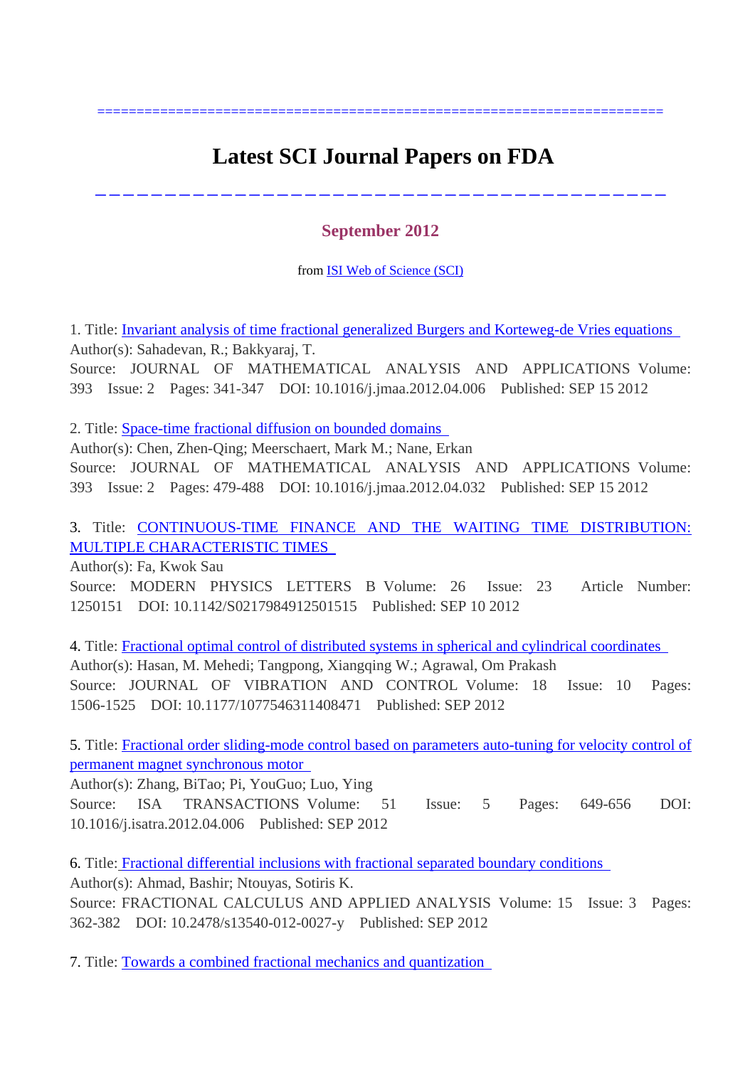==========================================================================

# Latest SCI Journal Papers on FDA

---

## September 2012

from [ISI Web of Science (SCI)]

1. Title: Invariant analysis of time fractional generalized Burgers and Korteweg-de Vries equations
Author(s): Sahadevan, R.; Bakkyaraj, T.
Source: JOURNAL OF MATHEMATICAL ANALYSIS AND APPLICATIONS Volume: 393 Issue: 2 Pages: 341-347 DOI: 10.1016/j.jmaa.2012.04.006 Published: SEP 15 2012

2. Title: Space-time fractional diffusion on bounded domains
Author(s): Chen, Zhen-Qing; Meerschaert, Mark M.; Nane, Erkan
Source: JOURNAL OF MATHEMATICAL ANALYSIS AND APPLICATIONS Volume: 393 Issue: 2 Pages: 479-488 DOI: 10.1016/j.jmaa.2012.04.032 Published: SEP 15 2012

3. Title: CONTINUOUS-TIME FINANCE AND THE WAITING TIME DISTRIBUTION: MULTIPLE CHARACTERISTIC TIMES
Author(s): Fa, Kwok Sau
Source: MODERN PHYSICS LETTERS B Volume: 26 Issue: 23 Article Number: 1250151 DOI: 10.1142/S0217984912501515 Published: SEP 10 2012

4. Title: Fractional optimal control of distributed systems in spherical and cylindrical coordinates
Author(s): Hasan, M. Mehedi; Tangpong, Xiangqing W.; Agrawal, Om Prakash
Source: JOURNAL OF VIBRATION AND CONTROL Volume: 18 Issue: 10 Pages: 1506-1525 DOI: 10.1177/1077546311408471 Published: SEP 2012

5. Title: Fractional order sliding-mode control based on parameters auto-tuning for velocity control of permanent magnet synchronous motor
Author(s): Zhang, BiTao; Pi, YouGuo; Luo, Ying
Source: ISA TRANSACTIONS Volume: 51 Issue: 5 Pages: 649-656 DOI: 10.1016/j.isatra.2012.04.006 Published: SEP 2012

6. Title: Fractional differential inclusions with fractional separated boundary conditions
Author(s): Ahmad, Bashir; Ntouyas, Sotiris K.
Source: FRACTIONAL CALCULUS AND APPLIED ANALYSIS Volume: 15 Issue: 3 Pages: 362-382 DOI: 10.2478/s13540-012-0027-y Published: SEP 2012

7. Title: Towards a combined fractional mechanics and quantization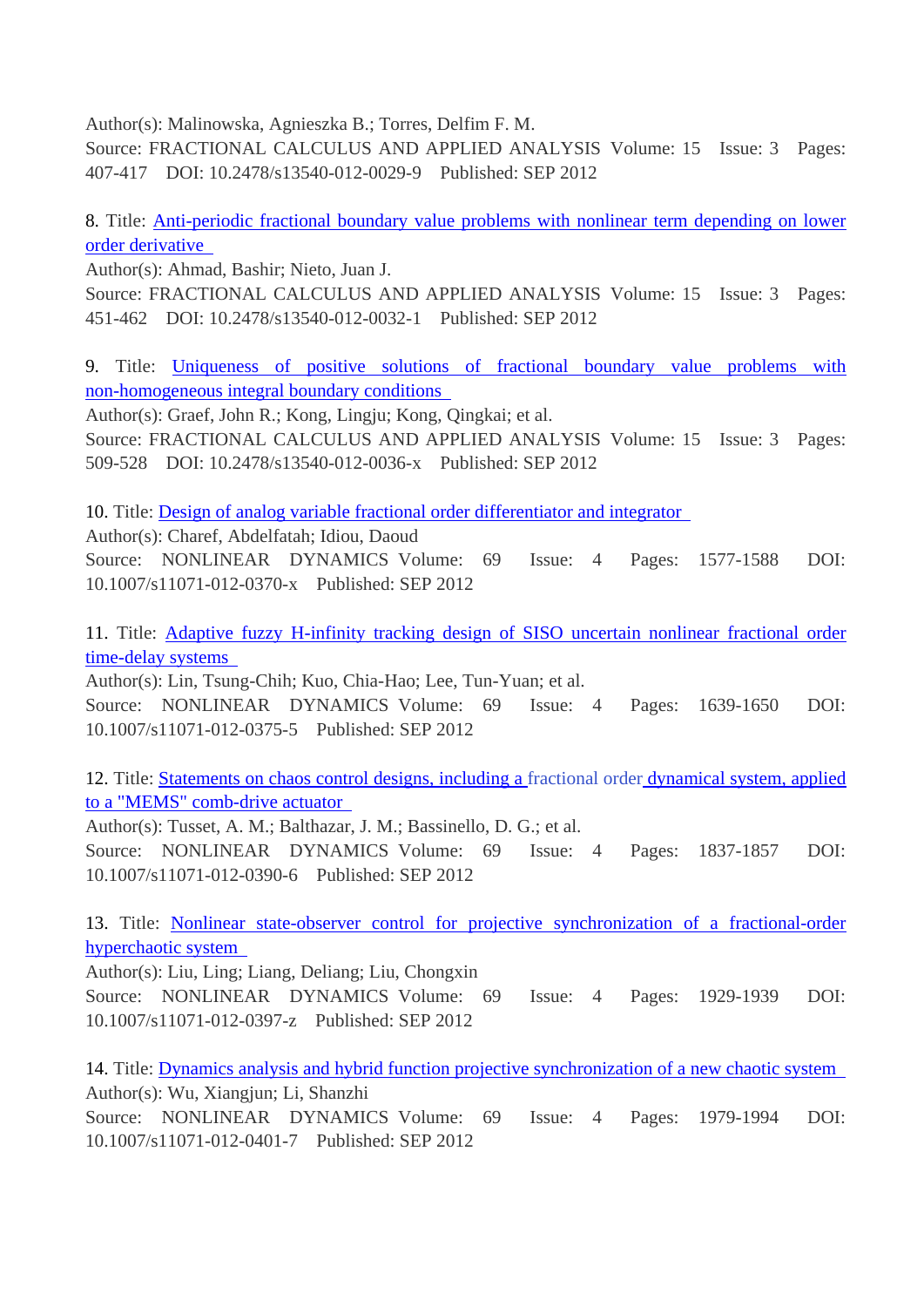Author(s): Malinowska, Agnieszka B.; Torres, Delfim F. M.
Source: FRACTIONAL CALCULUS AND APPLIED ANALYSIS Volume: 15 Issue: 3 Pages: 407-417 DOI: 10.2478/s13540-012-0029-9 Published: SEP 2012

8. Title: Anti-periodic fractional boundary value problems with nonlinear term depending on lower order derivative
Author(s): Ahmad, Bashir; Nieto, Juan J.
Source: FRACTIONAL CALCULUS AND APPLIED ANALYSIS Volume: 15 Issue: 3 Pages: 451-462 DOI: 10.2478/s13540-012-0032-1 Published: SEP 2012

9. Title: Uniqueness of positive solutions of fractional boundary value problems with non-homogeneous integral boundary conditions
Author(s): Graef, John R.; Kong, Lingju; Kong, Qingkai; et al.
Source: FRACTIONAL CALCULUS AND APPLIED ANALYSIS Volume: 15 Issue: 3 Pages: 509-528 DOI: 10.2478/s13540-012-0036-x Published: SEP 2012

10. Title: Design of analog variable fractional order differentiator and integrator
Author(s): Charef, Abdelfatah; Idiou, Daoud
Source: NONLINEAR DYNAMICS Volume: 69 Issue: 4 Pages: 1577-1588 DOI: 10.1007/s11071-012-0370-x Published: SEP 2012

11. Title: Adaptive fuzzy H-infinity tracking design of SISO uncertain nonlinear fractional order time-delay systems
Author(s): Lin, Tsung-Chih; Kuo, Chia-Hao; Lee, Tun-Yuan; et al.
Source: NONLINEAR DYNAMICS Volume: 69 Issue: 4 Pages: 1639-1650 DOI: 10.1007/s11071-012-0375-5 Published: SEP 2012

12. Title: Statements on chaos control designs, including a fractional order dynamical system, applied to a "MEMS" comb-drive actuator
Author(s): Tusset, A. M.; Balthazar, J. M.; Bassinello, D. G.; et al.
Source: NONLINEAR DYNAMICS Volume: 69 Issue: 4 Pages: 1837-1857 DOI: 10.1007/s11071-012-0390-6 Published: SEP 2012

13. Title: Nonlinear state-observer control for projective synchronization of a fractional-order hyperchaotic system
Author(s): Liu, Ling; Liang, Deliang; Liu, Chongxin
Source: NONLINEAR DYNAMICS Volume: 69 Issue: 4 Pages: 1929-1939 DOI: 10.1007/s11071-012-0397-z Published: SEP 2012

14. Title: Dynamics analysis and hybrid function projective synchronization of a new chaotic system
Author(s): Wu, Xiangjun; Li, Shanzhi
Source: NONLINEAR DYNAMICS Volume: 69 Issue: 4 Pages: 1979-1994 DOI: 10.1007/s11071-012-0401-7 Published: SEP 2012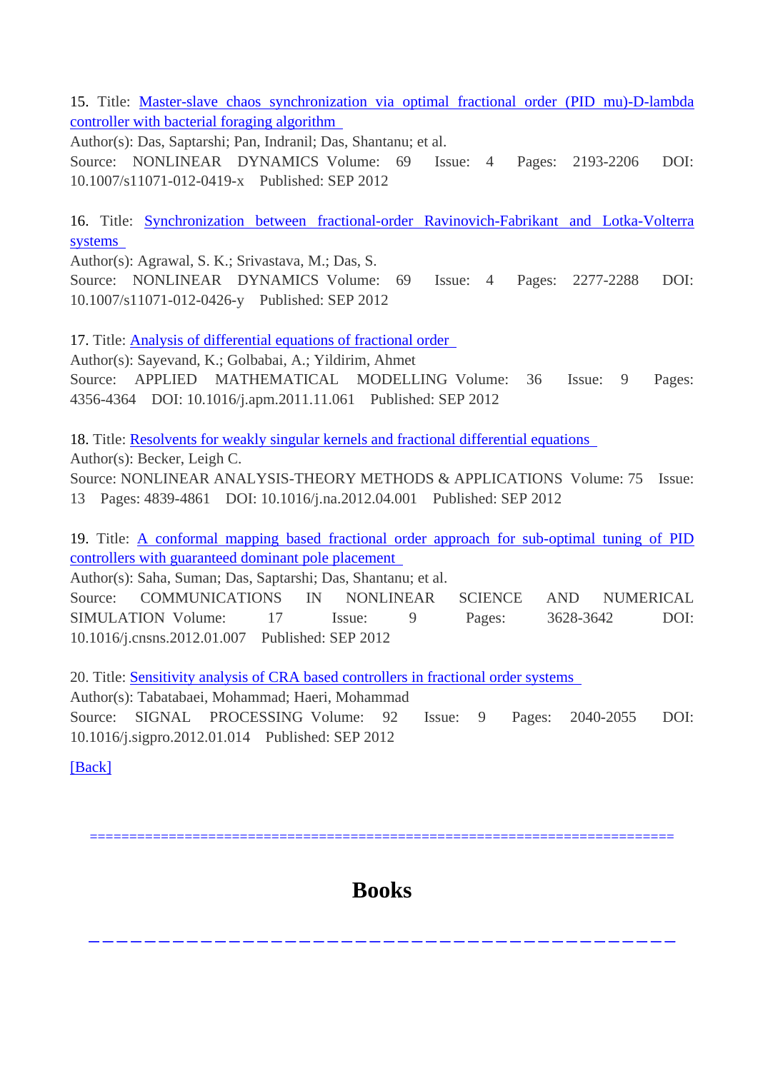15. Title: Master-slave chaos synchronization via optimal fractional order (PID mu)-D-lambda controller with bacterial foraging algorithm
Author(s): Das, Saptarshi; Pan, Indranil; Das, Shantanu; et al.
Source: NONLINEAR DYNAMICS Volume: 69 Issue: 4 Pages: 2193-2206 DOI: 10.1007/s11071-012-0419-x Published: SEP 2012

16. Title: Synchronization between fractional-order Ravinovich-Fabrikant and Lotka-Volterra systems
Author(s): Agrawal, S. K.; Srivastava, M.; Das, S.
Source: NONLINEAR DYNAMICS Volume: 69 Issue: 4 Pages: 2277-2288 DOI: 10.1007/s11071-012-0426-y Published: SEP 2012

17. Title: Analysis of differential equations of fractional order
Author(s): Sayevand, K.; Golbabai, A.; Yildirim, Ahmet
Source: APPLIED MATHEMATICAL MODELLING Volume: 36 Issue: 9 Pages: 4356-4364 DOI: 10.1016/j.apm.2011.11.061 Published: SEP 2012

18. Title: Resolvents for weakly singular kernels and fractional differential equations
Author(s): Becker, Leigh C.
Source: NONLINEAR ANALYSIS-THEORY METHODS & APPLICATIONS Volume: 75 Issue: 13 Pages: 4839-4861 DOI: 10.1016/j.na.2012.04.001 Published: SEP 2012

19. Title: A conformal mapping based fractional order approach for sub-optimal tuning of PID controllers with guaranteed dominant pole placement
Author(s): Saha, Suman; Das, Saptarshi; Das, Shantanu; et al.
Source: COMMUNICATIONS IN NONLINEAR SCIENCE AND NUMERICAL SIMULATION Volume: 17 Issue: 9 Pages: 3628-3642 DOI: 10.1016/j.cnsns.2012.01.007 Published: SEP 2012

20. Title: Sensitivity analysis of CRA based controllers in fractional order systems
Author(s): Tabatabaei, Mohammad; Haeri, Mohammad
Source: SIGNAL PROCESSING Volume: 92 Issue: 9 Pages: 2040-2055 DOI: 10.1016/j.sigpro.2012.01.014 Published: SEP 2012

[Back]

==========================================================================

# Books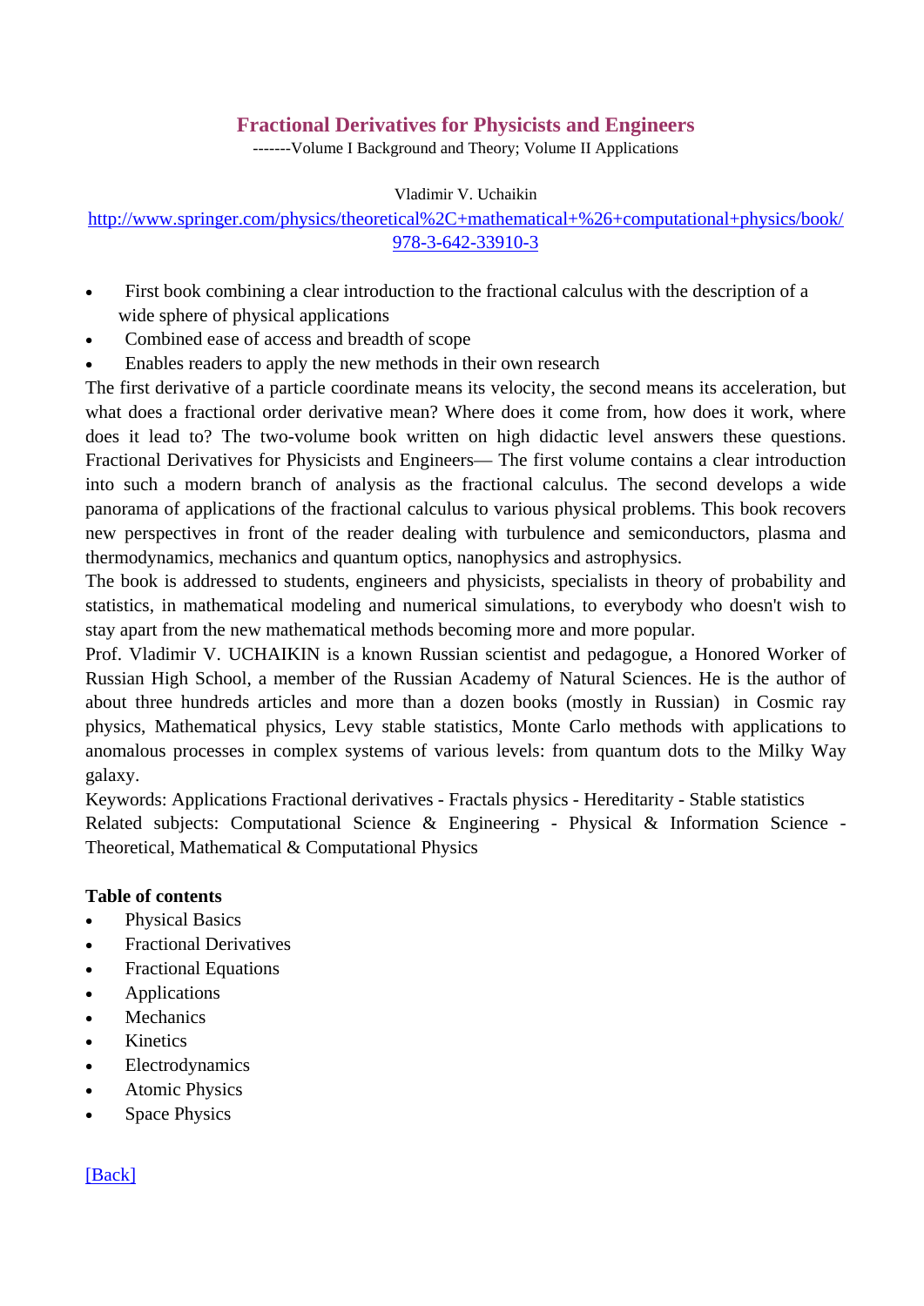# Fractional Derivatives for Physicists and Engineers

-------Volume I Background and Theory; Volume II Applications

Vladimir V. Uchaikin

[http://www.springer.com/physics/theoretical%2C+mathematical+%26+computational+physics/book/978-3-642-33910-3](http://www.springer.com/physics/theoretical%2C+mathematical+%26+computational+physics/book/978-3-642-33910-3)

- First book combining a clear introduction to the fractional calculus with the description of a wide sphere of physical applications
- Combined ease of access and breadth of scope
- Enables readers to apply the new methods in their own research

The first derivative of a particle coordinate means its velocity, the second means its acceleration, but what does a fractional order derivative mean? Where does it come from, how does it work, where does it lead to? The two-volume book written on high didactic level answers these questions. Fractional Derivatives for Physicists and Engineers— The first volume contains a clear introduction into such a modern branch of analysis as the fractional calculus. The second develops a wide panorama of applications of the fractional calculus to various physical problems. This book recovers new perspectives in front of the reader dealing with turbulence and semiconductors, plasma and thermodynamics, mechanics and quantum optics, nanophysics and astrophysics.

The book is addressed to students, engineers and physicists, specialists in theory of probability and statistics, in mathematical modeling and numerical simulations, to everybody who doesn't wish to stay apart from the new mathematical methods becoming more and more popular.

Prof. Vladimir V. UCHAIKIN is a known Russian scientist and pedagogue, a Honored Worker of Russian High School, a member of the Russian Academy of Natural Sciences. He is the author of about three hundreds articles and more than a dozen books (mostly in Russian) in Cosmic ray physics, Mathematical physics, Levy stable statistics, Monte Carlo methods with applications to anomalous processes in complex systems of various levels: from quantum dots to the Milky Way galaxy.

Keywords: Applications Fractional derivatives - Fractals physics - Hereditarity - Stable statistics

Related subjects: Computational Science & Engineering - Physical & Information Science - Theoretical, Mathematical & Computational Physics

**Table of contents**

- Physical Basics
- Fractional Derivatives
- Fractional Equations
- Applications
- Mechanics
- Kinetics
- Electrodynamics
- Atomic Physics
- Space Physics

[Back]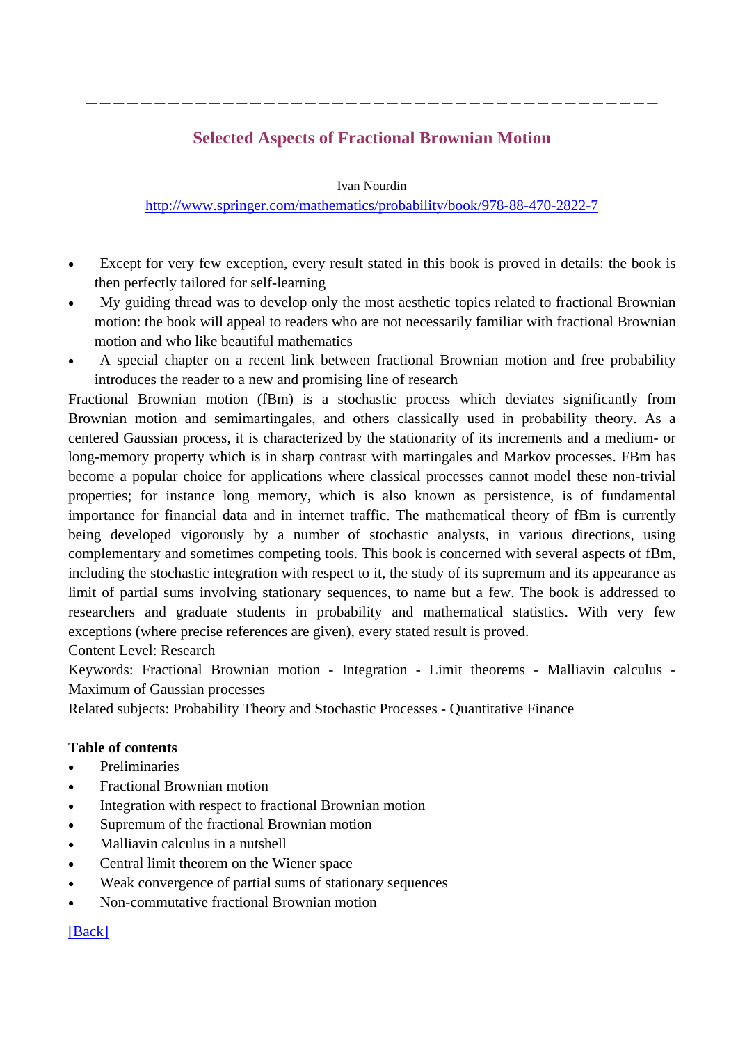---

## Selected Aspects of Fractional Brownian Motion

Ivan Nourdin

http://www.springer.com/mathematics/probability/book/978-88-470-2822-7

- Except for very few exception, every result stated in this book is proved in details: the book is then perfectly tailored for self-learning
- My guiding thread was to develop only the most aesthetic topics related to fractional Brownian motion: the book will appeal to readers who are not necessarily familiar with fractional Brownian motion and who like beautiful mathematics
- A special chapter on a recent link between fractional Brownian motion and free probability introduces the reader to a new and promising line of research

Fractional Brownian motion (fBm) is a stochastic process which deviates significantly from Brownian motion and semimartingales, and others classically used in probability theory. As a centered Gaussian process, it is characterized by the stationarity of its increments and a medium- or long-memory property which is in sharp contrast with martingales and Markov processes. FBm has become a popular choice for applications where classical processes cannot model these non-trivial properties; for instance long memory, which is also known as persistence, is of fundamental importance for financial data and in internet traffic. The mathematical theory of fBm is currently being developed vigorously by a number of stochastic analysts, in various directions, using complementary and sometimes competing tools. This book is concerned with several aspects of fBm, including the stochastic integration with respect to it, the study of its supremum and its appearance as limit of partial sums involving stationary sequences, to name but a few. The book is addressed to researchers and graduate students in probability and mathematical statistics. With very few exceptions (where precise references are given), every stated result is proved.

Content Level: Research

Keywords: Fractional Brownian motion - Integration - Limit theorems - Malliavin calculus - Maximum of Gaussian processes

Related subjects: Probability Theory and Stochastic Processes - Quantitative Finance

**Table of contents**

- Preliminaries
- Fractional Brownian motion
- Integration with respect to fractional Brownian motion
- Supremum of the fractional Brownian motion
- Malliavin calculus in a nutshell
- Central limit theorem on the Wiener space
- Weak convergence of partial sums of stationary sequences
- Non-commutative fractional Brownian motion

[Back]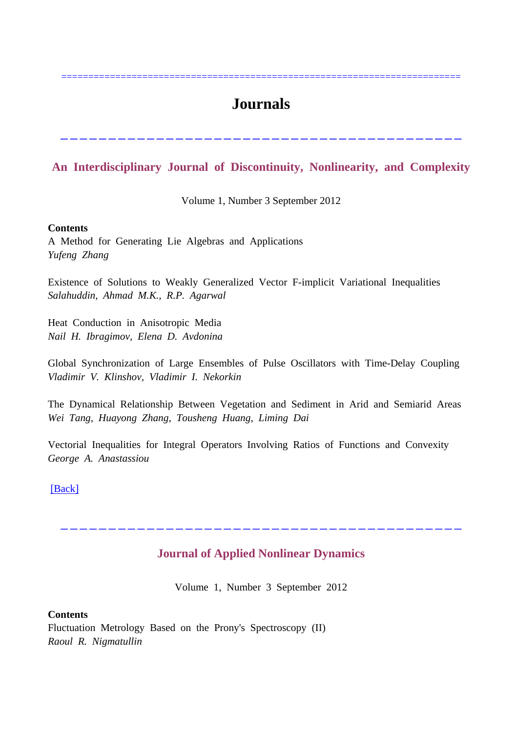# Journals

## An Interdisciplinary Journal of Discontinuity, Nonlinearity, and Complexity

Volume 1, Number 3 September 2012

**Contents**

A Method for Generating Lie Algebras and Applications
*Yufeng Zhang*

Existence of Solutions to Weakly Generalized Vector F-implicit Variational Inequalities
*Salahuddin, Ahmad M.K., R.P. Agarwal*

Heat Conduction in Anisotropic Media
*Nail H. Ibragimov, Elena D. Avdonina*

Global Synchronization of Large Ensembles of Pulse Oscillators with Time-Delay Coupling
*Vladimir V. Klinshov, Vladimir I. Nekorkin*

The Dynamical Relationship Between Vegetation and Sediment in Arid and Semiarid Areas
*Wei Tang, Huayong Zhang, Tousheng Huang, Liming Dai*

Vectorial Inequalities for Integral Operators Involving Ratios of Functions and Convexity
*George A. Anastassiou*

[Back]

## Journal of Applied Nonlinear Dynamics

Volume 1, Number 3 September 2012

**Contents**

Fluctuation Metrology Based on the Prony's Spectroscopy (II)
*Raoul R. Nigmatullin*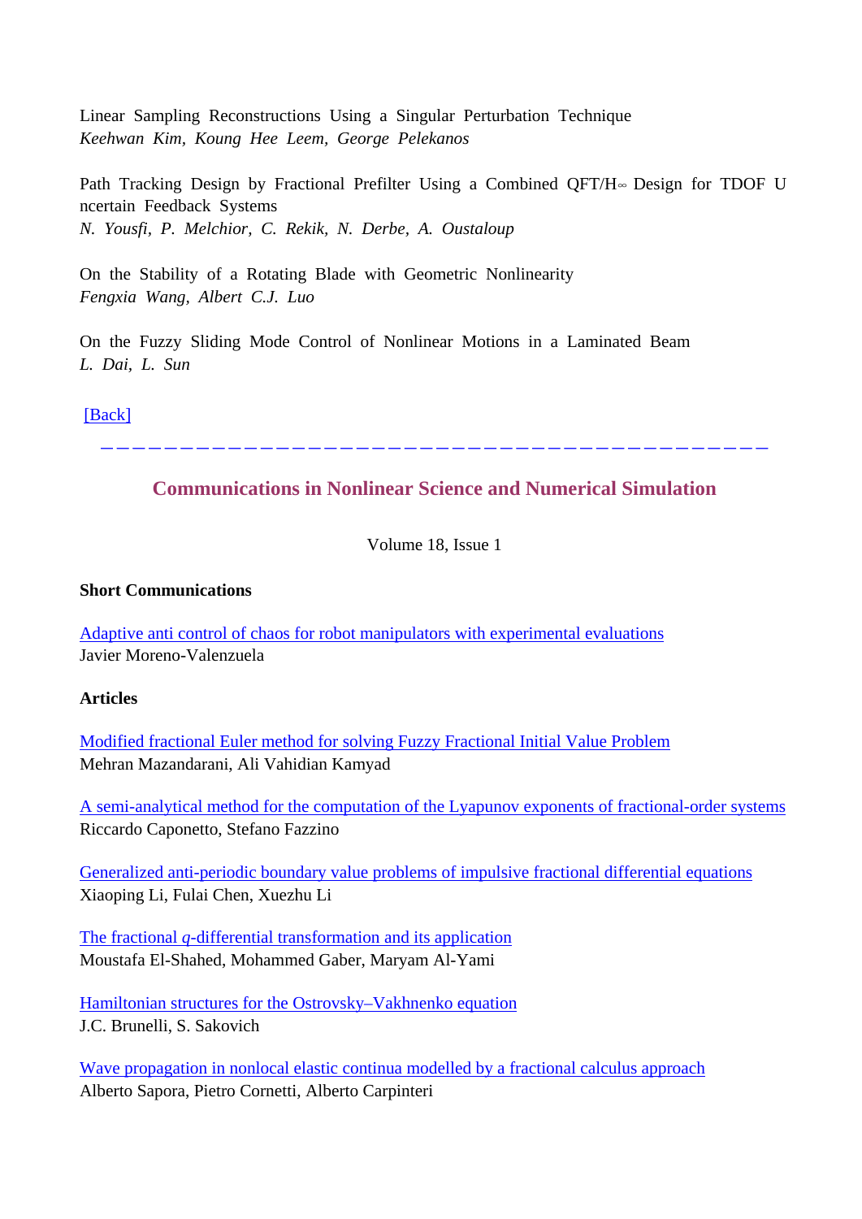Linear Sampling Reconstructions Using a Singular Perturbation Technique
*Keehwan Kim, Koung Hee Leem, George Pelekanos*

Path Tracking Design by Fractional Prefilter Using a Combined QFT/$H_\infty$ Design for TDOF Uncertain Feedback Systems
*N. Yousfi, P. Melchior, C. Rekik, N. Derbe, A. Oustaloup*

On the Stability of a Rotating Blade with Geometric Nonlinearity
*Fengxia Wang, Albert C.J. Luo*

On the Fuzzy Sliding Mode Control of Nonlinear Motions in a Laminated Beam
*L. Dai, L. Sun*

[Back]

---

## Communications in Nonlinear Science and Numerical Simulation

Volume 18, Issue 1

**Short Communications**

Adaptive anti control of chaos for robot manipulators with experimental evaluations
Javier Moreno-Valenzuela

**Articles**

Modified fractional Euler method for solving Fuzzy Fractional Initial Value Problem
Mehran Mazandarani, Ali Vahidian Kamyad

A semi-analytical method for the computation of the Lyapunov exponents of fractional-order systems
Riccardo Caponetto, Stefano Fazzino

Generalized anti-periodic boundary value problems of impulsive fractional differential equations
Xiaoping Li, Fulai Chen, Xuezhu Li

The fractional $q$-differential transformation and its application
Moustafa El-Shahed, Mohammed Gaber, Maryam Al-Yami

Hamiltonian structures for the Ostrovsky–Vakhnenko equation
J.C. Brunelli, S. Sakovich

Wave propagation in nonlocal elastic continua modelled by a fractional calculus approach
Alberto Sapora, Pietro Cornetti, Alberto Carpinteri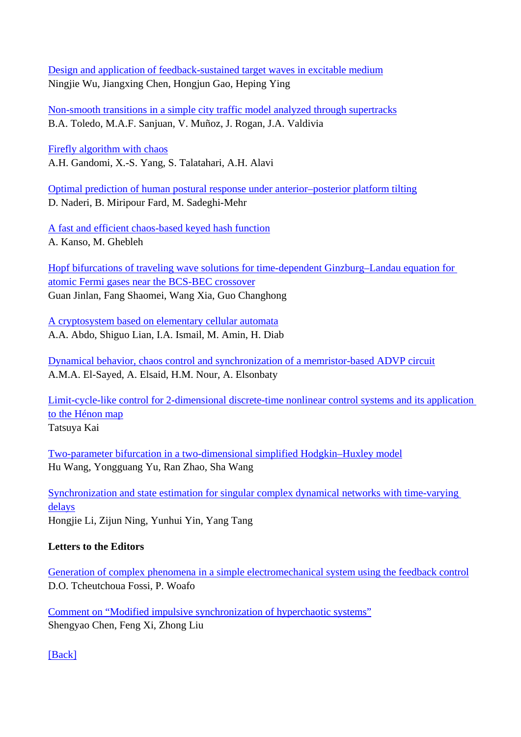[Design and application of feedback-sustained target waves in excitable medium]
Ningjie Wu, Jiangxing Chen, Hongjun Gao, Heping Ying

[Non-smooth transitions in a simple city traffic model analyzed through supertracks]
B.A. Toledo, M.A.F. Sanjuan, V. Muñoz, J. Rogan, J.A. Valdivia

[Firefly algorithm with chaos]
A.H. Gandomi, X.-S. Yang, S. Talatahari, A.H. Alavi

[Optimal prediction of human postural response under anterior–posterior platform tilting]
D. Naderi, B. Miripour Fard, M. Sadeghi-Mehr

[A fast and efficient chaos-based keyed hash function]
A. Kanso, M. Ghebleh

[Hopf bifurcations of traveling wave solutions for time-dependent Ginzburg–Landau equation for atomic Fermi gases near the BCS-BEC crossover]
Guan Jinlan, Fang Shaomei, Wang Xia, Guo Changhong

[A cryptosystem based on elementary cellular automata]
A.A. Abdo, Shiguo Lian, I.A. Ismail, M. Amin, H. Diab

[Dynamical behavior, chaos control and synchronization of a memristor-based ADVP circuit]
A.M.A. El-Sayed, A. Elsaid, H.M. Nour, A. Elsonbaty

[Limit-cycle-like control for 2-dimensional discrete-time nonlinear control systems and its application to the Hénon map]
Tatsuya Kai

[Two-parameter bifurcation in a two-dimensional simplified Hodgkin–Huxley model]
Hu Wang, Yongguang Yu, Ran Zhao, Sha Wang

[Synchronization and state estimation for singular complex dynamical networks with time-varying delays]
Hongjie Li, Zijun Ning, Yunhui Yin, Yang Tang

**Letters to the Editors**

[Generation of complex phenomena in a simple electromechanical system using the feedback control]
D.O. Tcheutchoua Fossi, P. Woafo

[Comment on "Modified impulsive synchronization of hyperchaotic systems"]
Shengyao Chen, Feng Xi, Zhong Liu

[Back]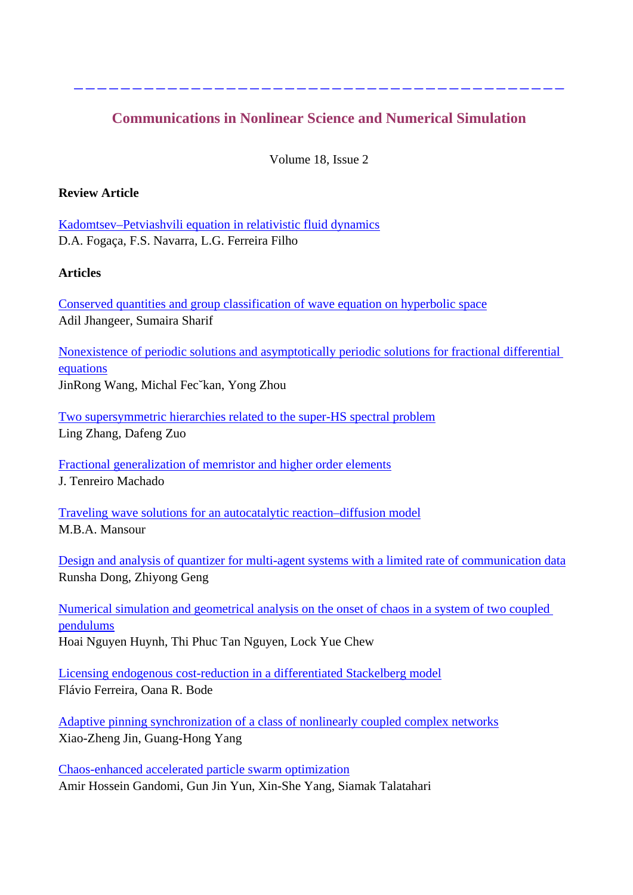---

## Communications in Nonlinear Science and Numerical Simulation

Volume 18, Issue 2

**Review Article**

Kadomtsev–Petviashvili equation in relativistic fluid dynamics
D.A. Fogaça, F.S. Navarra, L.G. Ferreira Filho

**Articles**

Conserved quantities and group classification of wave equation on hyperbolic space
Adil Jhangeer, Sumaira Sharif

Nonexistence of periodic solutions and asymptotically periodic solutions for fractional differential equations
JinRong Wang, Michal Fecˇkan, Yong Zhou

Two supersymmetric hierarchies related to the super-HS spectral problem
Ling Zhang, Dafeng Zuo

Fractional generalization of memristor and higher order elements
J. Tenreiro Machado

Traveling wave solutions for an autocatalytic reaction–diffusion model
M.B.A. Mansour

Design and analysis of quantizer for multi-agent systems with a limited rate of communication data
Runsha Dong, Zhiyong Geng

Numerical simulation and geometrical analysis on the onset of chaos in a system of two coupled pendulums
Hoai Nguyen Huynh, Thi Phuc Tan Nguyen, Lock Yue Chew

Licensing endogenous cost-reduction in a differentiated Stackelberg model
Flávio Ferreira, Oana R. Bode

Adaptive pinning synchronization of a class of nonlinearly coupled complex networks
Xiao-Zheng Jin, Guang-Hong Yang

Chaos-enhanced accelerated particle swarm optimization
Amir Hossein Gandomi, Gun Jin Yun, Xin-She Yang, Siamak Talatahari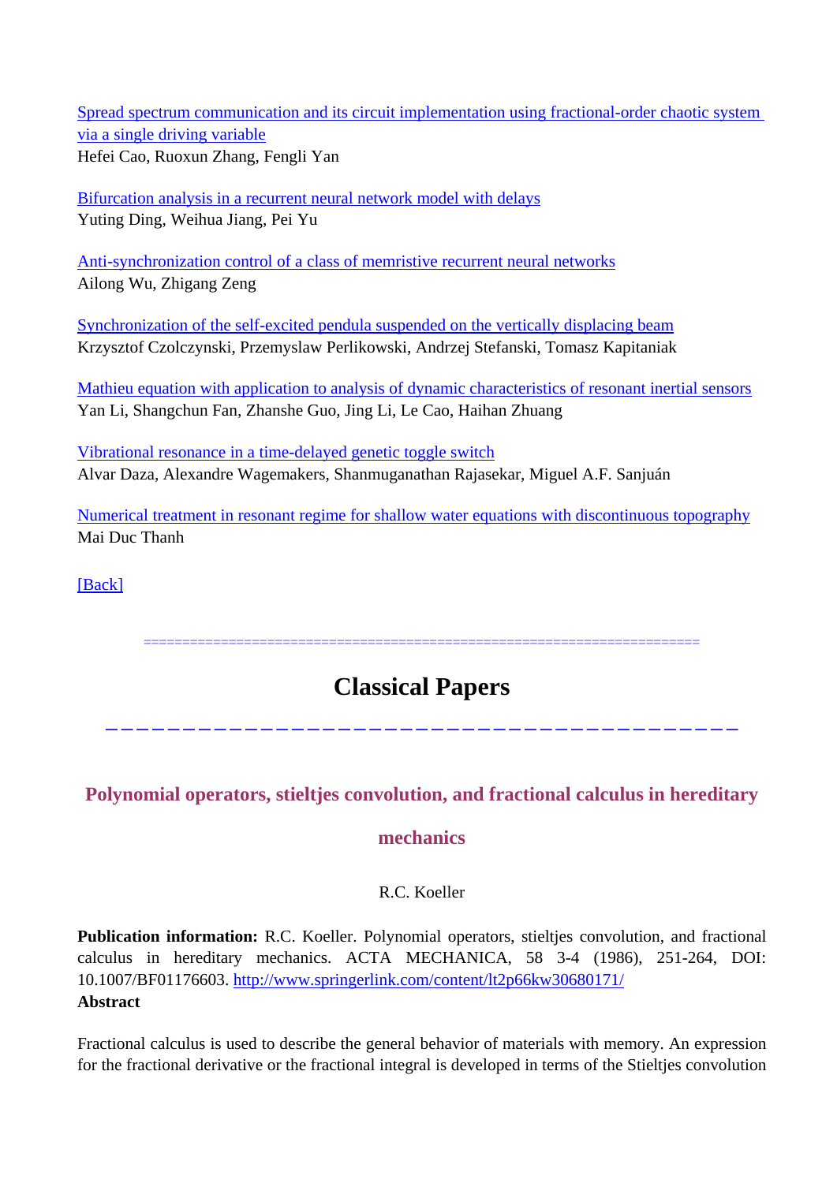[Spread spectrum communication and its circuit implementation using fractional-order chaotic system via a single driving variable](#)
Hefei Cao, Ruoxun Zhang, Fengli Yan

[Bifurcation analysis in a recurrent neural network model with delays](#)
Yuting Ding, Weihua Jiang, Pei Yu

[Anti-synchronization control of a class of memristive recurrent neural networks](#)
Ailong Wu, Zhigang Zeng

[Synchronization of the self-excited pendula suspended on the vertically displacing beam](#)
Krzysztof Czolczynski, Przemyslaw Perlikowski, Andrzej Stefanski, Tomasz Kapitaniak

[Mathieu equation with application to analysis of dynamic characteristics of resonant inertial sensors](#)
Yan Li, Shangchun Fan, Zhanshe Guo, Jing Li, Le Cao, Haihan Zhuang

[Vibrational resonance in a time-delayed genetic toggle switch](#)
Alvar Daza, Alexandre Wagemakers, Shanmuganathan Rajasekar, Miguel A.F. Sanjuán

[Numerical treatment in resonant regime for shallow water equations with discontinuous topography](#)
Mai Duc Thanh

[Back]

========================================================================

# Classical Papers

## Polynomial operators, stieltjes convolution, and fractional calculus in hereditary mechanics

R.C. Koeller

**Publication information:** R.C. Koeller. Polynomial operators, stieltjes convolution, and fractional calculus in hereditary mechanics. ACTA MECHANICA, 58 3-4 (1986), 251-264, DOI: 10.1007/BF01176603. http://www.springerlink.com/content/lt2p66kw30680171/

**Abstract**

Fractional calculus is used to describe the general behavior of materials with memory. An expression for the fractional derivative or the fractional integral is developed in terms of the Stieltjes convolution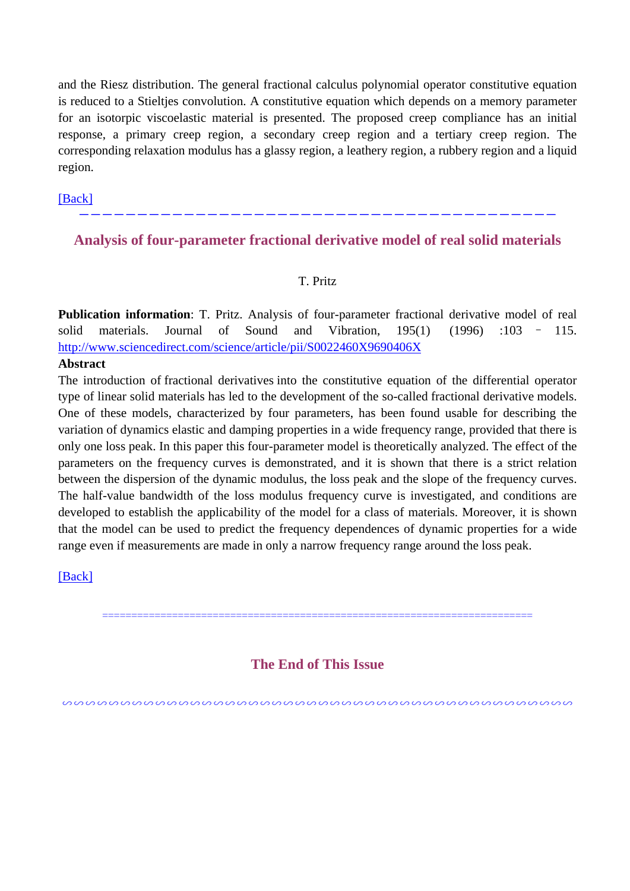and the Riesz distribution. The general fractional calculus polynomial operator constitutive equation is reduced to a Stieltjes convolution. A constitutive equation which depends on a memory parameter for an isotorpic viscoelastic material is presented. The proposed creep compliance has an initial response, a primary creep region, a secondary creep region and a tertiary creep region. The corresponding relaxation modulus has a glassy region, a leathery region, a rubbery region and a liquid region.

[Back]

---

## Analysis of four-parameter fractional derivative model of real solid materials

T. Pritz

**Publication information**: T. Pritz. Analysis of four-parameter fractional derivative model of real solid materials. Journal of Sound and Vibration, 195(1) (1996) :103 – 115. http://www.sciencedirect.com/science/article/pii/S0022460X9690406X

**Abstract**

The introduction of fractional derivatives into the constitutive equation of the differential operator type of linear solid materials has led to the development of the so-called fractional derivative models. One of these models, characterized by four parameters, has been found usable for describing the variation of dynamics elastic and damping properties in a wide frequency range, provided that there is only one loss peak. In this paper this four-parameter model is theoretically analyzed. The effect of the parameters on the frequency curves is demonstrated, and it is shown that there is a strict relation between the dispersion of the dynamic modulus, the loss peak and the slope of the frequency curves. The half-value bandwidth of the loss modulus frequency curve is investigated, and conditions are developed to establish the applicability of the model for a class of materials. Moreover, it is shown that the model can be used to predict the frequency dependences of dynamic properties for a wide range even if measurements are made in only a narrow frequency range around the loss peak.

[Back]

---

## The End of This Issue